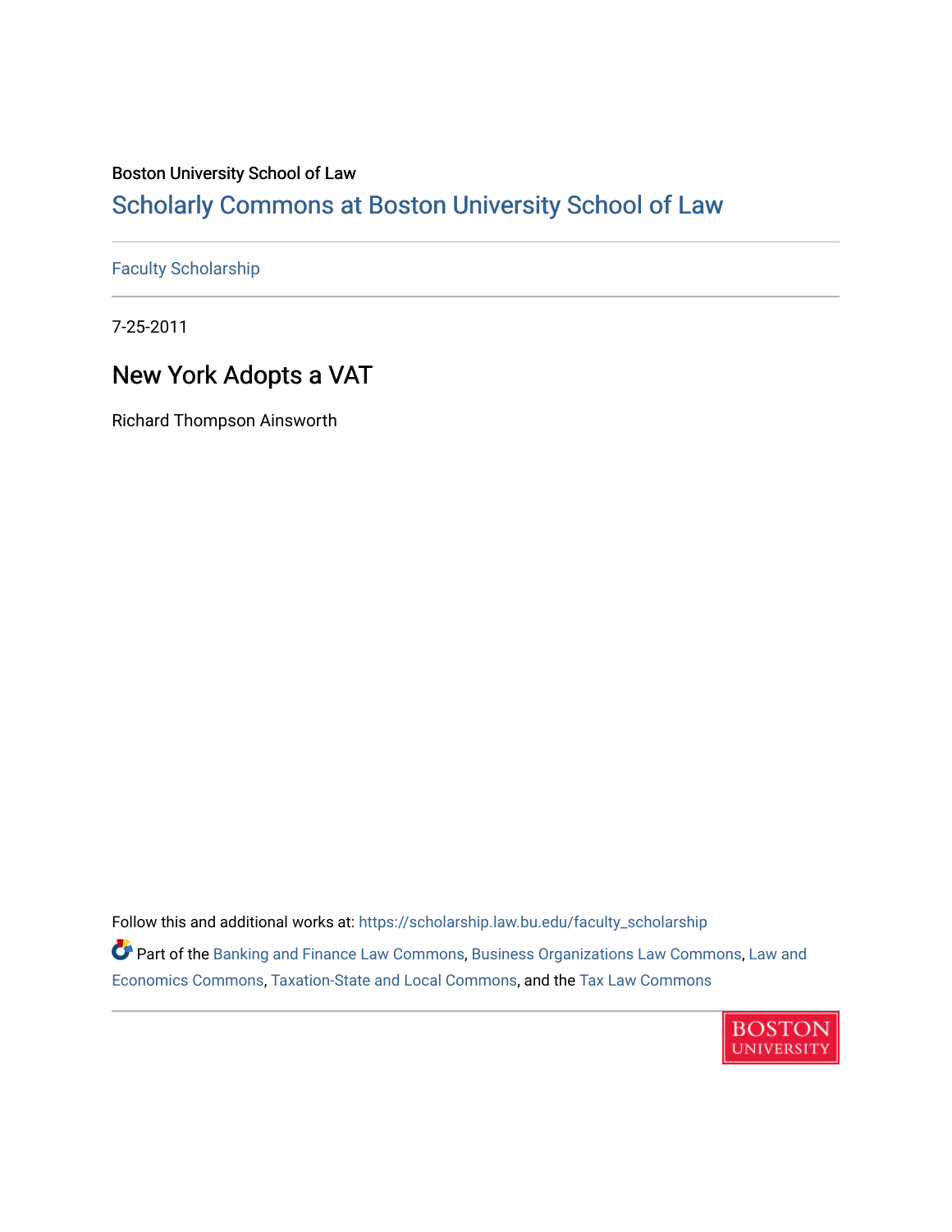Boston University School of Law

# Scholarly Commons at Boston University School of Law

Faculty Scholarship

7-25-2011

## New York Adopts a VAT

Richard Thompson Ainsworth

Follow this and additional works at: https://scholarship.law.bu.edu/faculty_scholarship

Part of the Banking and Finance Law Commons, Business Organizations Law Commons, Law and Economics Commons, Taxation-State and Local Commons, and the Tax Law Commons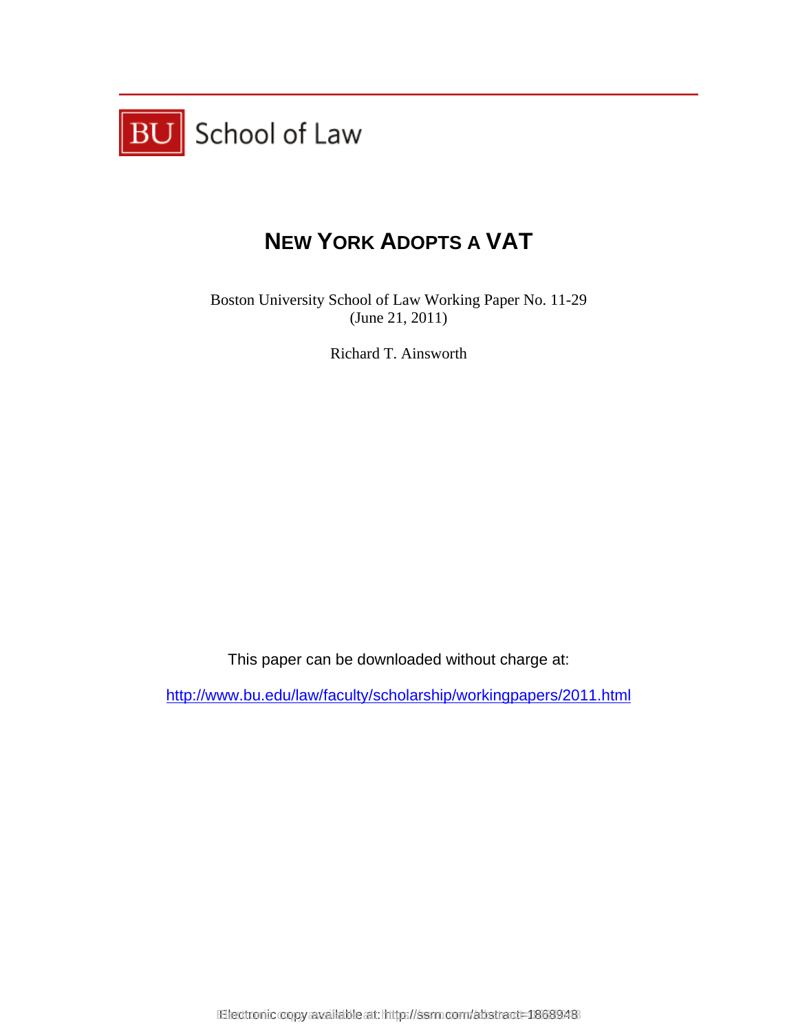BU School of Law

# NEW YORK ADOPTS A VAT

Boston University School of Law Working Paper No. 11-29
(June 21, 2011)

Richard T. Ainsworth

This paper can be downloaded without charge at:

http://www.bu.edu/law/faculty/scholarship/workingpapers/2011.html

Electronic copy available at: http://ssrn.com/abstract=1868948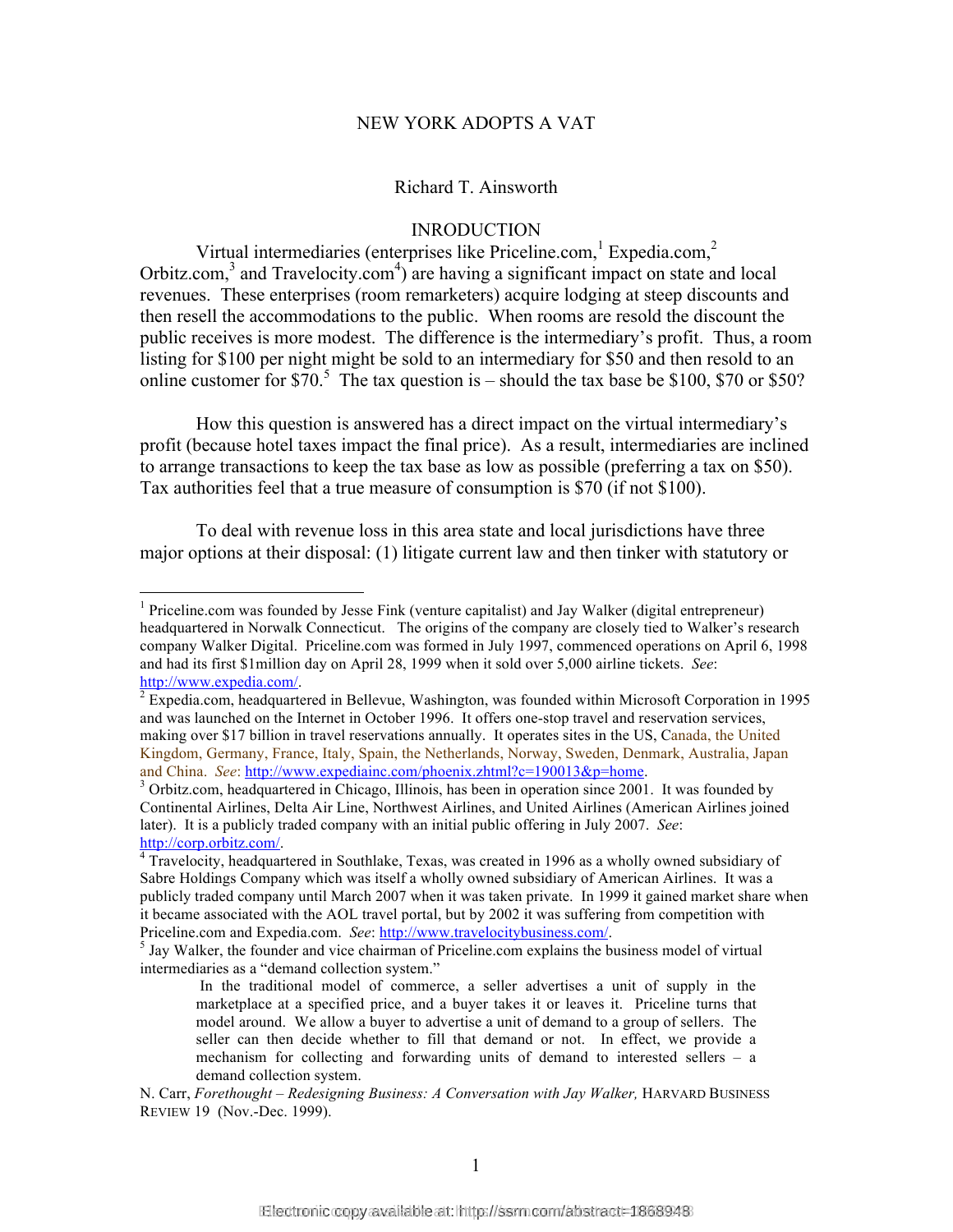NEW YORK ADOPTS A VAT

Richard T. Ainsworth

INRODUCTION

Virtual intermediaries (enterprises like Priceline.com,[1] Expedia.com,[2] Orbitz.com,[3] and Travelocity.com[4]) are having a significant impact on state and local revenues. These enterprises (room remarketers) acquire lodging at steep discounts and then resell the accommodations to the public. When rooms are resold the discount the public receives is more modest. The difference is the intermediary's profit. Thus, a room listing for $100 per night might be sold to an intermediary for $50 and then resold to an online customer for $70.[5] The tax question is – should the tax base be $100, $70 or $50?

How this question is answered has a direct impact on the virtual intermediary's profit (because hotel taxes impact the final price). As a result, intermediaries are inclined to arrange transactions to keep the tax base as low as possible (preferring a tax on $50). Tax authorities feel that a true measure of consumption is $70 (if not $100).

To deal with revenue loss in this area state and local jurisdictions have three major options at their disposal: (1) litigate current law and then tinker with statutory or

---

[1] Priceline.com was founded by Jesse Fink (venture capitalist) and Jay Walker (digital entrepreneur) headquartered in Norwalk Connecticut. The origins of the company are closely tied to Walker's research company Walker Digital. Priceline.com was formed in July 1997, commenced operations on April 6, 1998 and had its first $1million day on April 28, 1999 when it sold over 5,000 airline tickets. *See*: http://www.expedia.com/.

[2] Expedia.com, headquartered in Bellevue, Washington, was founded within Microsoft Corporation in 1995 and was launched on the Internet in October 1996. It offers one-stop travel and reservation services, making over $17 billion in travel reservations annually. It operates sites in the US, Canada, the United Kingdom, Germany, France, Italy, Spain, the Netherlands, Norway, Sweden, Denmark, Australia, Japan and China. *See*: http://www.expediainc.com/phoenix.zhtml?c=190013&p=home.

[3] Orbitz.com, headquartered in Chicago, Illinois, has been in operation since 2001. It was founded by Continental Airlines, Delta Air Line, Northwest Airlines, and United Airlines (American Airlines joined later). It is a publicly traded company with an initial public offering in July 2007. *See*: http://corp.orbitz.com/.

[4] Travelocity, headquartered in Southlake, Texas, was created in 1996 as a wholly owned subsidiary of Sabre Holdings Company which was itself a wholly owned subsidiary of American Airlines. It was a publicly traded company until March 2007 when it was taken private. In 1999 it gained market share when it became associated with the AOL travel portal, but by 2002 it was suffering from competition with Priceline.com and Expedia.com. *See*: http://www.travelocitybusiness.com/.

[5] Jay Walker, the founder and vice chairman of Priceline.com explains the business model of virtual intermediaries as a "demand collection system."

> In the traditional model of commerce, a seller advertises a unit of supply in the marketplace at a specified price, and a buyer takes it or leaves it. Priceline turns that model around. We allow a buyer to advertise a unit of demand to a group of sellers. The seller can then decide whether to fill that demand or not. In effect, we provide a mechanism for collecting and forwarding units of demand to interested sellers – a demand collection system.

N. Carr, *Forethought – Redesigning Business: A Conversation with Jay Walker,* HARVARD BUSINESS REVIEW 19 (Nov.-Dec. 1999).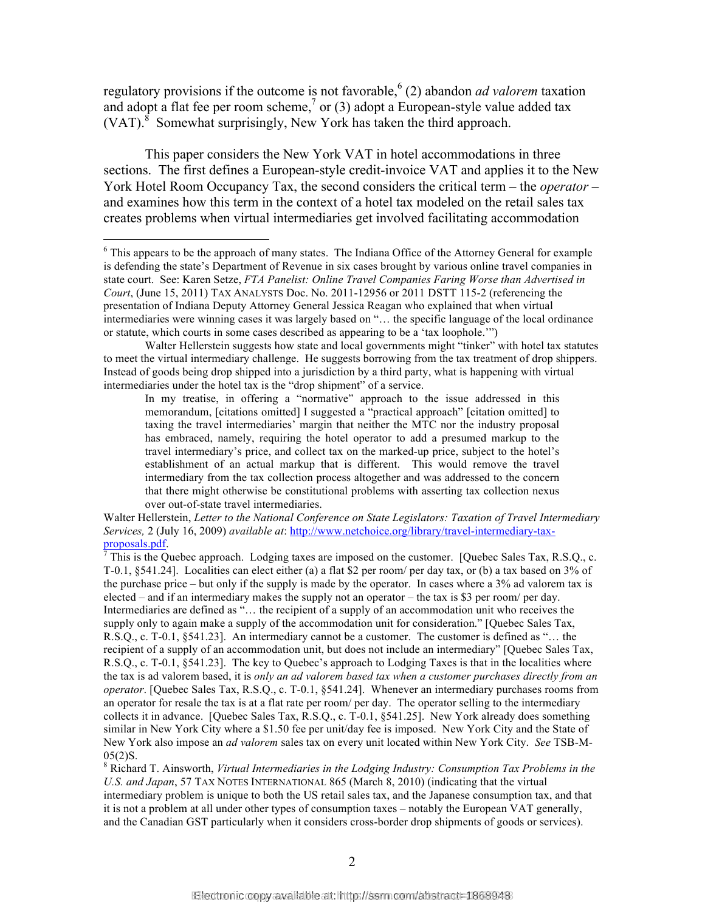regulatory provisions if the outcome is not favorable,[6] (2) abandon *ad valorem* taxation and adopt a flat fee per room scheme,[7] or (3) adopt a European-style value added tax (VAT).[8] Somewhat surprisingly, New York has taken the third approach.

This paper considers the New York VAT in hotel accommodations in three sections. The first defines a European-style credit-invoice VAT and applies it to the New York Hotel Room Occupancy Tax, the second considers the critical term – the *operator* – and examines how this term in the context of a hotel tax modeled on the retail sales tax creates problems when virtual intermediaries get involved facilitating accommodation

---

[6] This appears to be the approach of many states. The Indiana Office of the Attorney General for example is defending the state's Department of Revenue in six cases brought by various online travel companies in state court. See: Karen Setze, *FTA Panelist: Online Travel Companies Faring Worse than Advertised in Court*, (June 15, 2011) TAX ANALYSTS Doc. No. 2011-12956 or 2011 DSTT 115-2 (referencing the presentation of Indiana Deputy Attorney General Jessica Reagan who explained that when virtual intermediaries were winning cases it was largely based on "… the specific language of the local ordinance or statute, which courts in some cases described as appearing to be a 'tax loophole.'")

Walter Hellerstein suggests how state and local governments might "tinker" with hotel tax statutes to meet the virtual intermediary challenge. He suggests borrowing from the tax treatment of drop shippers. Instead of goods being drop shipped into a jurisdiction by a third party, what is happening with virtual intermediaries under the hotel tax is the "drop shipment" of a service.

> In my treatise, in offering a "normative" approach to the issue addressed in this memorandum, [citations omitted] I suggested a "practical approach" [citation omitted] to taxing the travel intermediaries' margin that neither the MTC nor the industry proposal has embraced, namely, requiring the hotel operator to add a presumed markup to the travel intermediary's price, and collect tax on the marked-up price, subject to the hotel's establishment of an actual markup that is different. This would remove the travel intermediary from the tax collection process altogether and was addressed to the concern that there might otherwise be constitutional problems with asserting tax collection nexus over out-of-state travel intermediaries.

Walter Hellerstein, *Letter to the National Conference on State Legislators: Taxation of Travel Intermediary Services,* 2 (July 16, 2009) *available at*: http://www.netchoice.org/library/travel-intermediary-tax-proposals.pdf.

[7] This is the Quebec approach. Lodging taxes are imposed on the customer. [Quebec Sales Tax, R.S.Q., c. T-0.1, §541.24]. Localities can elect either (a) a flat $2 per room/ per day tax, or (b) a tax based on 3% of the purchase price – but only if the supply is made by the operator. In cases where a 3% ad valorem tax is elected – and if an intermediary makes the supply not an operator – the tax is $3 per room/ per day. Intermediaries are defined as "… the recipient of a supply of an accommodation unit who receives the supply only to again make a supply of the accommodation unit for consideration." [Quebec Sales Tax, R.S.Q., c. T-0.1, §541.23]. An intermediary cannot be a customer. The customer is defined as "… the recipient of a supply of an accommodation unit, but does not include an intermediary" [Quebec Sales Tax, R.S.Q., c. T-0.1, §541.23]. The key to Quebec's approach to Lodging Taxes is that in the localities where the tax is ad valorem based, it is *only an ad valorem based tax when a customer purchases directly from an operator*. [Quebec Sales Tax, R.S.Q., c. T-0.1, §541.24]. Whenever an intermediary purchases rooms from an operator for resale the tax is at a flat rate per room/ per day. The operator selling to the intermediary collects it in advance. [Quebec Sales Tax, R.S.Q., c. T-0.1, §541.25]. New York already does something similar in New York City where a $1.50 fee per unit/day fee is imposed. New York City and the State of New York also impose an *ad valorem* sales tax on every unit located within New York City. *See* TSB-M-05(2)S.

[8] Richard T. Ainsworth, *Virtual Intermediaries in the Lodging Industry: Consumption Tax Problems in the U.S. and Japan*, 57 TAX NOTES INTERNATIONAL 865 (March 8, 2010) (indicating that the virtual intermediary problem is unique to both the US retail sales tax, and the Japanese consumption tax, and that it is not a problem at all under other types of consumption taxes – notably the European VAT generally, and the Canadian GST particularly when it considers cross-border drop shipments of goods or services).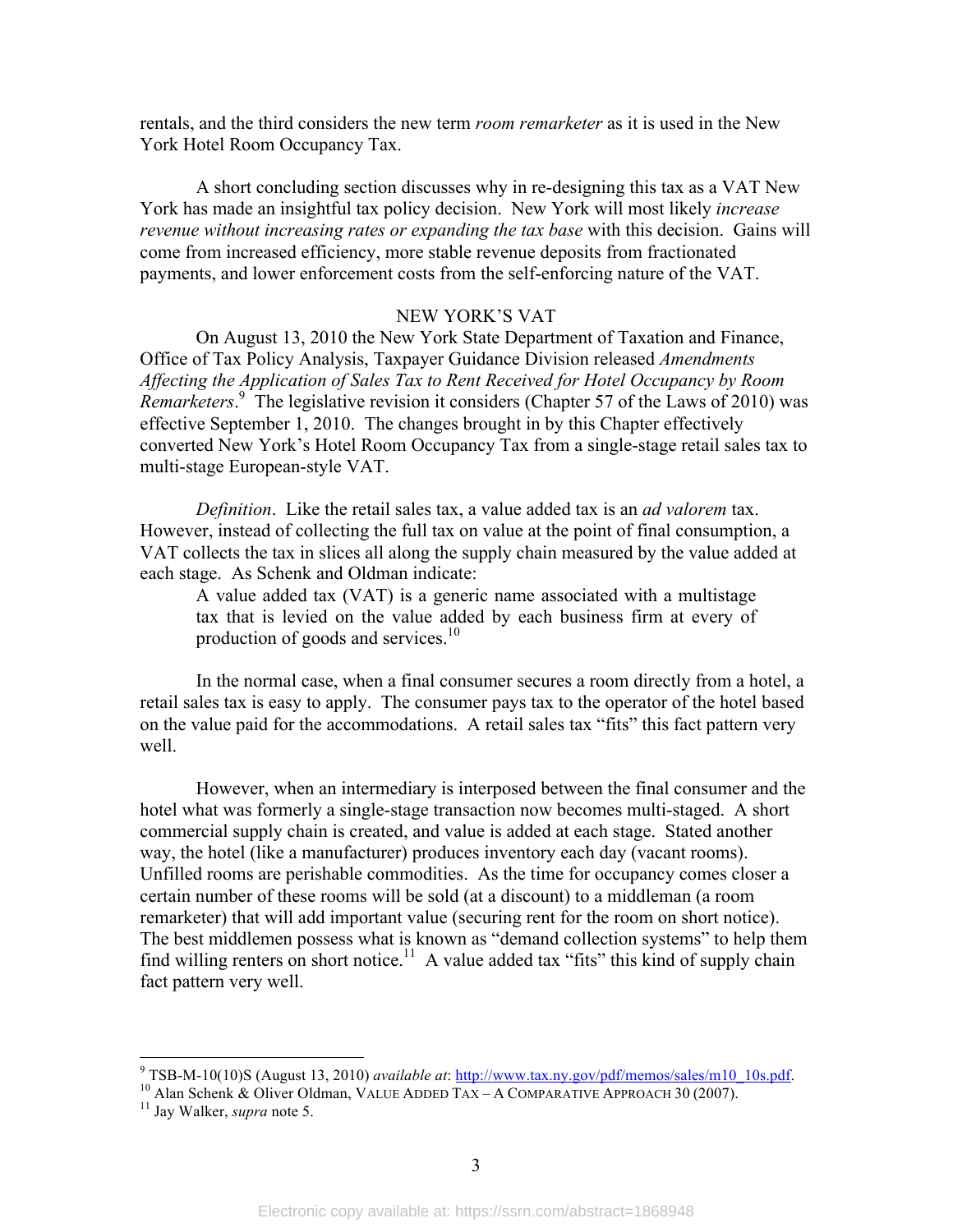rentals, and the third considers the new term *room remarketer* as it is used in the New York Hotel Room Occupancy Tax.

A short concluding section discusses why in re-designing this tax as a VAT New York has made an insightful tax policy decision. New York will most likely *increase revenue without increasing rates or expanding the tax base* with this decision. Gains will come from increased efficiency, more stable revenue deposits from fractionated payments, and lower enforcement costs from the self-enforcing nature of the VAT.

## NEW YORK'S VAT

On August 13, 2010 the New York State Department of Taxation and Finance, Office of Tax Policy Analysis, Taxpayer Guidance Division released *Amendments Affecting the Application of Sales Tax to Rent Received for Hotel Occupancy by Room Remarketers*.[9] The legislative revision it considers (Chapter 57 of the Laws of 2010) was effective September 1, 2010. The changes brought in by this Chapter effectively converted New York's Hotel Room Occupancy Tax from a single-stage retail sales tax to multi-stage European-style VAT.

*Definition*. Like the retail sales tax, a value added tax is an *ad valorem* tax. However, instead of collecting the full tax on value at the point of final consumption, a VAT collects the tax in slices all along the supply chain measured by the value added at each stage. As Schenk and Oldman indicate:

> A value added tax (VAT) is a generic name associated with a multistage tax that is levied on the value added by each business firm at every of production of goods and services.[10]

In the normal case, when a final consumer secures a room directly from a hotel, a retail sales tax is easy to apply. The consumer pays tax to the operator of the hotel based on the value paid for the accommodations. A retail sales tax "fits" this fact pattern very well.

However, when an intermediary is interposed between the final consumer and the hotel what was formerly a single-stage transaction now becomes multi-staged. A short commercial supply chain is created, and value is added at each stage. Stated another way, the hotel (like a manufacturer) produces inventory each day (vacant rooms). Unfilled rooms are perishable commodities. As the time for occupancy comes closer a certain number of these rooms will be sold (at a discount) to a middleman (a room remarketer) that will add important value (securing rent for the room on short notice). The best middlemen possess what is known as "demand collection systems" to help them find willing renters on short notice.[11] A value added tax "fits" this kind of supply chain fact pattern very well.

---

[9] TSB-M-10(10)S (August 13, 2010) *available at*: http://www.tax.ny.gov/pdf/memos/sales/m10_10s.pdf.

[10] Alan Schenk & Oliver Oldman, VALUE ADDED TAX – A COMPARATIVE APPROACH 30 (2007).

[11] Jay Walker, *supra* note 5.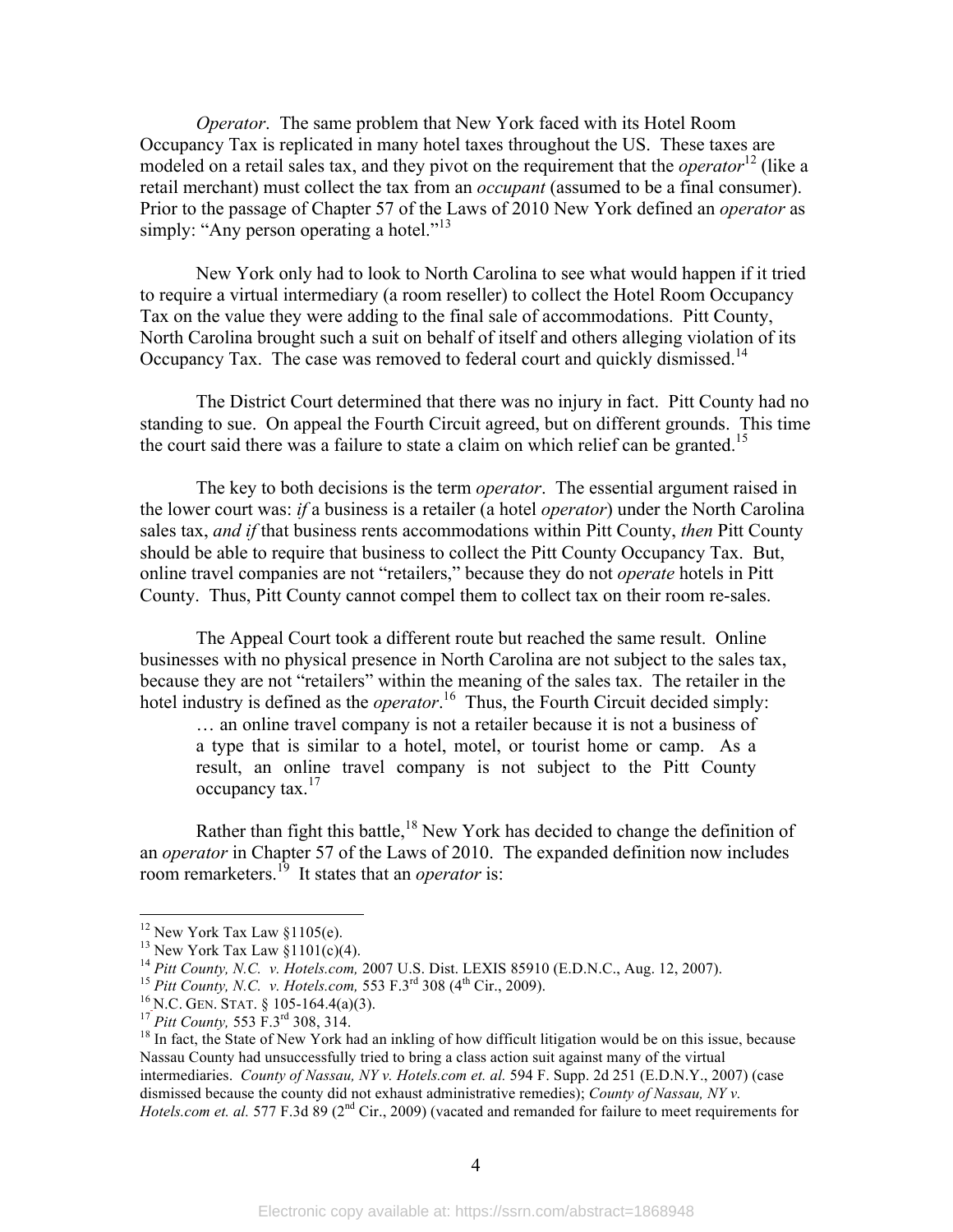*Operator*. The same problem that New York faced with its Hotel Room Occupancy Tax is replicated in many hotel taxes throughout the US. These taxes are modeled on a retail sales tax, and they pivot on the requirement that the *operator*[12] (like a retail merchant) must collect the tax from an *occupant* (assumed to be a final consumer). Prior to the passage of Chapter 57 of the Laws of 2010 New York defined an *operator* as simply: "Any person operating a hotel."[13]

New York only had to look to North Carolina to see what would happen if it tried to require a virtual intermediary (a room reseller) to collect the Hotel Room Occupancy Tax on the value they were adding to the final sale of accommodations. Pitt County, North Carolina brought such a suit on behalf of itself and others alleging violation of its Occupancy Tax. The case was removed to federal court and quickly dismissed.[14]

The District Court determined that there was no injury in fact. Pitt County had no standing to sue. On appeal the Fourth Circuit agreed, but on different grounds. This time the court said there was a failure to state a claim on which relief can be granted.[15]

The key to both decisions is the term *operator*. The essential argument raised in the lower court was: *if* a business is a retailer (a hotel *operator*) under the North Carolina sales tax, *and if* that business rents accommodations within Pitt County, *then* Pitt County should be able to require that business to collect the Pitt County Occupancy Tax. But, online travel companies are not "retailers," because they do not *operate* hotels in Pitt County. Thus, Pitt County cannot compel them to collect tax on their room re-sales.

The Appeal Court took a different route but reached the same result. Online businesses with no physical presence in North Carolina are not subject to the sales tax, because they are not "retailers" within the meaning of the sales tax. The retailer in the hotel industry is defined as the *operator*.[16] Thus, the Fourth Circuit decided simply:

> … an online travel company is not a retailer because it is not a business of a type that is similar to a hotel, motel, or tourist home or camp. As a result, an online travel company is not subject to the Pitt County occupancy tax.[17]

Rather than fight this battle,[18] New York has decided to change the definition of an *operator* in Chapter 57 of the Laws of 2010. The expanded definition now includes room remarketers.[19] It states that an *operator* is:

---

[12] New York Tax Law §1105(e).

[13] New York Tax Law §1101(c)(4).

[14] *Pitt County, N.C. v. Hotels.com,* 2007 U.S. Dist. LEXIS 85910 (E.D.N.C., Aug. 12, 2007).

[15] *Pitt County, N.C. v. Hotels.com,* 553 F.3rd 308 (4th Cir., 2009).

[16] N.C. GEN. STAT. § 105-164.4(a)(3).

[17] *Pitt County,* 553 F.3rd 308, 314.

[18] In fact, the State of New York had an inkling of how difficult litigation would be on this issue, because Nassau County had unsuccessfully tried to bring a class action suit against many of the virtual intermediaries. *County of Nassau, NY v. Hotels.com et. al.* 594 F. Supp. 2d 251 (E.D.N.Y., 2007) (case dismissed because the county did not exhaust administrative remedies); *County of Nassau, NY v. Hotels.com et. al.* 577 F.3d 89 (2nd Cir., 2009) (vacated and remanded for failure to meet requirements for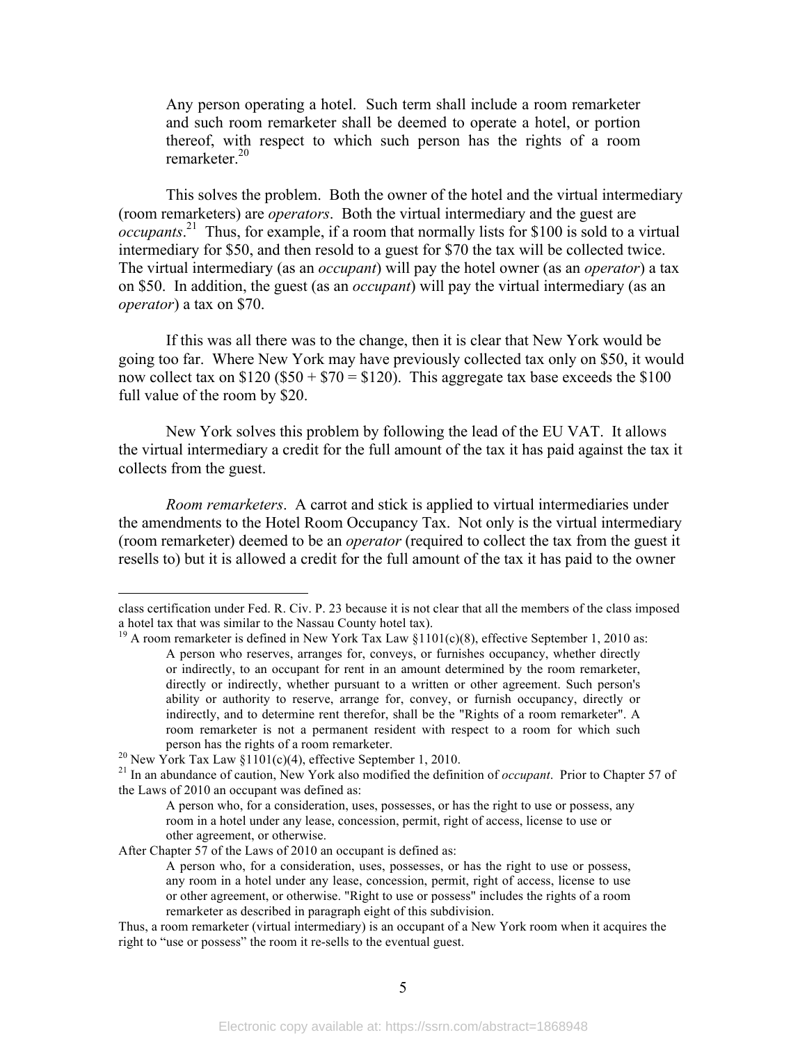> Any person operating a hotel. Such term shall include a room remarketer and such room remarketer shall be deemed to operate a hotel, or portion thereof, with respect to which such person has the rights of a room remarketer.[20]

This solves the problem. Both the owner of the hotel and the virtual intermediary (room remarketers) are *operators*. Both the virtual intermediary and the guest are *occupants*.[21] Thus, for example, if a room that normally lists for \$100 is sold to a virtual intermediary for \$50, and then resold to a guest for \$70 the tax will be collected twice. The virtual intermediary (as an *occupant*) will pay the hotel owner (as an *operator*) a tax on \$50. In addition, the guest (as an *occupant*) will pay the virtual intermediary (as an *operator*) a tax on \$70.

If this was all there was to the change, then it is clear that New York would be going too far. Where New York may have previously collected tax only on \$50, it would now collect tax on \$120 (\$50 + \$70 = \$120). This aggregate tax base exceeds the \$100 full value of the room by \$20.

New York solves this problem by following the lead of the EU VAT. It allows the virtual intermediary a credit for the full amount of the tax it has paid against the tax it collects from the guest.

*Room remarketers*. A carrot and stick is applied to virtual intermediaries under the amendments to the Hotel Room Occupancy Tax. Not only is the virtual intermediary (room remarketer) deemed to be an *operator* (required to collect the tax from the guest it resells to) but it is allowed a credit for the full amount of the tax it has paid to the owner

---

class certification under Fed. R. Civ. P. 23 because it is not clear that all the members of the class imposed a hotel tax that was similar to the Nassau County hotel tax).

[19] A room remarketer is defined in New York Tax Law §1101(c)(8), effective September 1, 2010 as:

> A person who reserves, arranges for, conveys, or furnishes occupancy, whether directly or indirectly, to an occupant for rent in an amount determined by the room remarketer, directly or indirectly, whether pursuant to a written or other agreement. Such person's ability or authority to reserve, arrange for, convey, or furnish occupancy, directly or indirectly, and to determine rent therefor, shall be the "Rights of a room remarketer". A room remarketer is not a permanent resident with respect to a room for which such person has the rights of a room remarketer.

[20] New York Tax Law §1101(c)(4), effective September 1, 2010.

[21] In an abundance of caution, New York also modified the definition of *occupant*. Prior to Chapter 57 of the Laws of 2010 an occupant was defined as:

> A person who, for a consideration, uses, possesses, or has the right to use or possess, any room in a hotel under any lease, concession, permit, right of access, license to use or other agreement, or otherwise.

After Chapter 57 of the Laws of 2010 an occupant is defined as:

> A person who, for a consideration, uses, possesses, or has the right to use or possess, any room in a hotel under any lease, concession, permit, right of access, license to use or other agreement, or otherwise. "Right to use or possess" includes the rights of a room remarketer as described in paragraph eight of this subdivision.

Thus, a room remarketer (virtual intermediary) is an occupant of a New York room when it acquires the right to "use or possess" the room it re-sells to the eventual guest.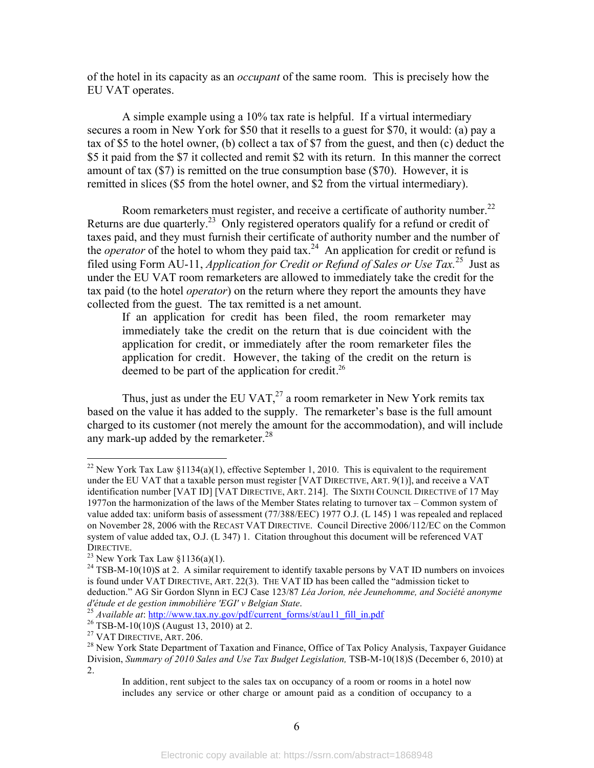of the hotel in its capacity as an *occupant* of the same room. This is precisely how the EU VAT operates.

A simple example using a 10% tax rate is helpful. If a virtual intermediary secures a room in New York for $50 that it resells to a guest for $70, it would: (a) pay a tax of $5 to the hotel owner, (b) collect a tax of $7 from the guest, and then (c) deduct the $5 it paid from the $7 it collected and remit $2 with its return. In this manner the correct amount of tax ($7) is remitted on the true consumption base ($70). However, it is remitted in slices ($5 from the hotel owner, and $2 from the virtual intermediary).

Room remarketers must register, and receive a certificate of authority number.[22] Returns are due quarterly.[23] Only registered operators qualify for a refund or credit of taxes paid, and they must furnish their certificate of authority number and the number of the *operator* of the hotel to whom they paid tax.[24] An application for credit or refund is filed using Form AU-11, *Application for Credit or Refund of Sales or Use Tax.*[25] Just as under the EU VAT room remarketers are allowed to immediately take the credit for the tax paid (to the hotel *operator*) on the return where they report the amounts they have collected from the guest. The tax remitted is a net amount.

> If an application for credit has been filed, the room remarketer may immediately take the credit on the return that is due coincident with the application for credit, or immediately after the room remarketer files the application for credit. However, the taking of the credit on the return is deemed to be part of the application for credit.[26]

Thus, just as under the EU VAT,[27] a room remarketer in New York remits tax based on the value it has added to the supply. The remarketer's base is the full amount charged to its customer (not merely the amount for the accommodation), and will include any mark-up added by the remarketer.[28]

---

[22] New York Tax Law §1134(a)(1), effective September 1, 2010. This is equivalent to the requirement under the EU VAT that a taxable person must register [VAT DIRECTIVE, ART. 9(1)], and receive a VAT identification number [VAT ID] [VAT DIRECTIVE, ART. 214]. The SIXTH COUNCIL DIRECTIVE of 17 May 1977on the harmonization of the laws of the Member States relating to turnover tax – Common system of value added tax: uniform basis of assessment (77/388/EEC) 1977 O.J. (L 145) 1 was repealed and replaced on November 28, 2006 with the RECAST VAT DIRECTIVE. Council Directive 2006/112/EC on the Common system of value added tax, O.J. (L 347) 1. Citation throughout this document will be referenced VAT DIRECTIVE.

[23] New York Tax Law §1136(a)(1).

[24] TSB-M-10(10)S at 2. A similar requirement to identify taxable persons by VAT ID numbers on invoices is found under VAT DIRECTIVE, ART. 22(3). THE VAT ID has been called the "admission ticket to deduction." AG Sir Gordon Slynn in ECJ Case 123/87 *Léa Jorion, née Jeunehomme, and Société anonyme d'étude et de gestion immobilière 'EGI' v Belgian State*.

[25] *Available at*: http://www.tax.ny.gov/pdf/current_forms/st/au11_fill_in.pdf

[26] TSB-M-10(10)S (August 13, 2010) at 2.

[27] VAT DIRECTIVE, ART. 206.

[28] New York State Department of Taxation and Finance, Office of Tax Policy Analysis, Taxpayer Guidance Division, *Summary of 2010 Sales and Use Tax Budget Legislation,* TSB-M-10(18)S (December 6, 2010) at 2.

> In addition, rent subject to the sales tax on occupancy of a room or rooms in a hotel now includes any service or other charge or amount paid as a condition of occupancy to a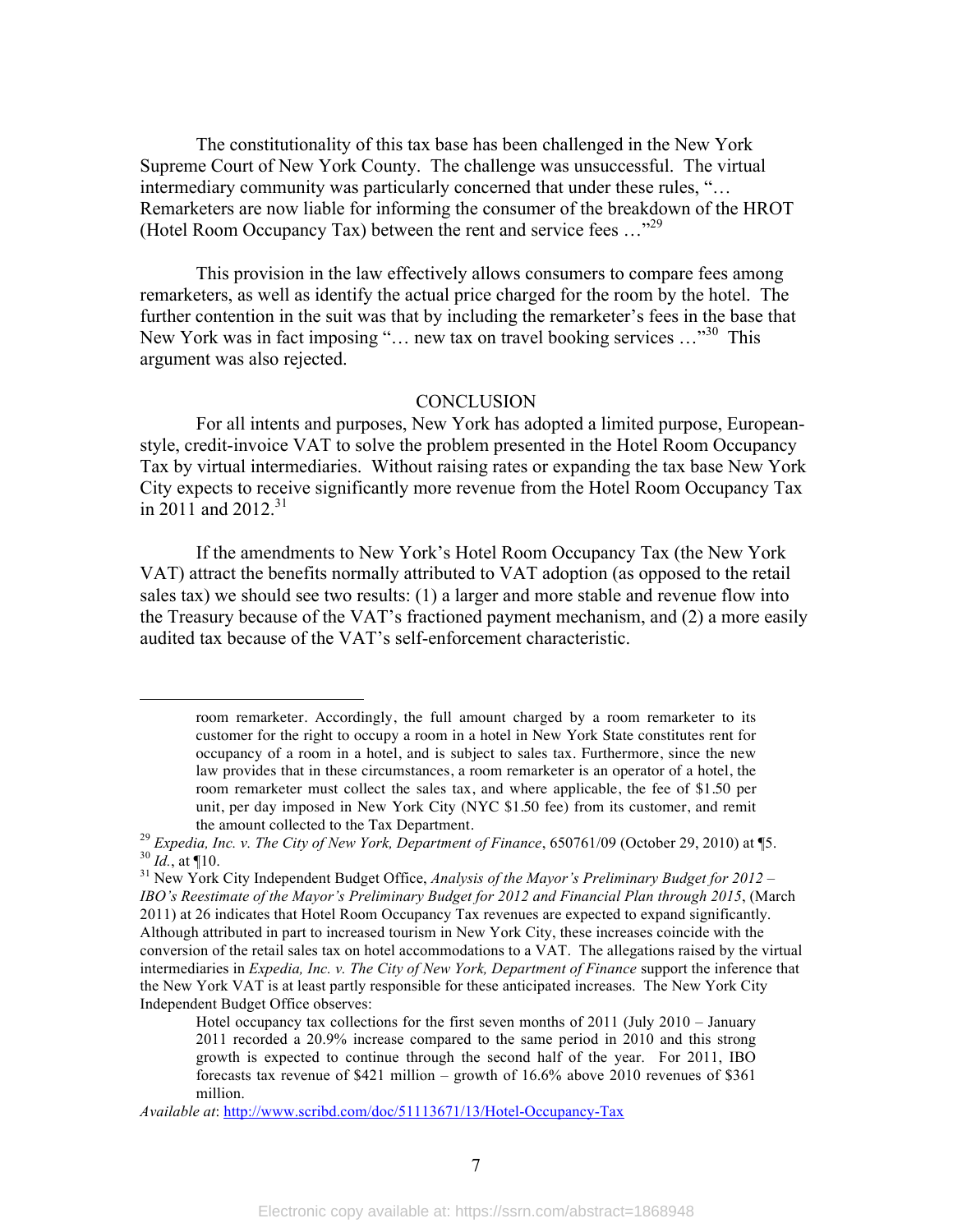The constitutionality of this tax base has been challenged in the New York Supreme Court of New York County. The challenge was unsuccessful. The virtual intermediary community was particularly concerned that under these rules, "… Remarketers are now liable for informing the consumer of the breakdown of the HROT (Hotel Room Occupancy Tax) between the rent and service fees …"[29]

This provision in the law effectively allows consumers to compare fees among remarketers, as well as identify the actual price charged for the room by the hotel. The further contention in the suit was that by including the remarketer's fees in the base that New York was in fact imposing "… new tax on travel booking services …"[30] This argument was also rejected.

## CONCLUSION

For all intents and purposes, New York has adopted a limited purpose, European-style, credit-invoice VAT to solve the problem presented in the Hotel Room Occupancy Tax by virtual intermediaries. Without raising rates or expanding the tax base New York City expects to receive significantly more revenue from the Hotel Room Occupancy Tax in 2011 and 2012.[31]

If the amendments to New York's Hotel Room Occupancy Tax (the New York VAT) attract the benefits normally attributed to VAT adoption (as opposed to the retail sales tax) we should see two results: (1) a larger and more stable and revenue flow into the Treasury because of the VAT's fractioned payment mechanism, and (2) a more easily audited tax because of the VAT's self-enforcement characteristic.

---

> room remarketer. Accordingly, the full amount charged by a room remarketer to its customer for the right to occupy a room in a hotel in New York State constitutes rent for occupancy of a room in a hotel, and is subject to sales tax. Furthermore, since the new law provides that in these circumstances, a room remarketer is an operator of a hotel, the room remarketer must collect the sales tax, and where applicable, the fee of $1.50 per unit, per day imposed in New York City (NYC $1.50 fee) from its customer, and remit the amount collected to the Tax Department.

[29] *Expedia, Inc. v. The City of New York, Department of Finance*, 650761/09 (October 29, 2010) at ¶5.

[30] *Id.*, at ¶10.

[31] New York City Independent Budget Office, *Analysis of the Mayor's Preliminary Budget for 2012 – IBO's Reestimate of the Mayor's Preliminary Budget for 2012 and Financial Plan through 2015*, (March 2011) at 26 indicates that Hotel Room Occupancy Tax revenues are expected to expand significantly. Although attributed in part to increased tourism in New York City, these increases coincide with the conversion of the retail sales tax on hotel accommodations to a VAT. The allegations raised by the virtual intermediaries in *Expedia, Inc. v. The City of New York, Department of Finance* support the inference that the New York VAT is at least partly responsible for these anticipated increases. The New York City Independent Budget Office observes:

> Hotel occupancy tax collections for the first seven months of 2011 (July 2010 – January 2011 recorded a 20.9% increase compared to the same period in 2010 and this strong growth is expected to continue through the second half of the year. For 2011, IBO forecasts tax revenue of $421 million – growth of 16.6% above 2010 revenues of $361 million.

*Available at*: http://www.scribd.com/doc/51113671/13/Hotel-Occupancy-Tax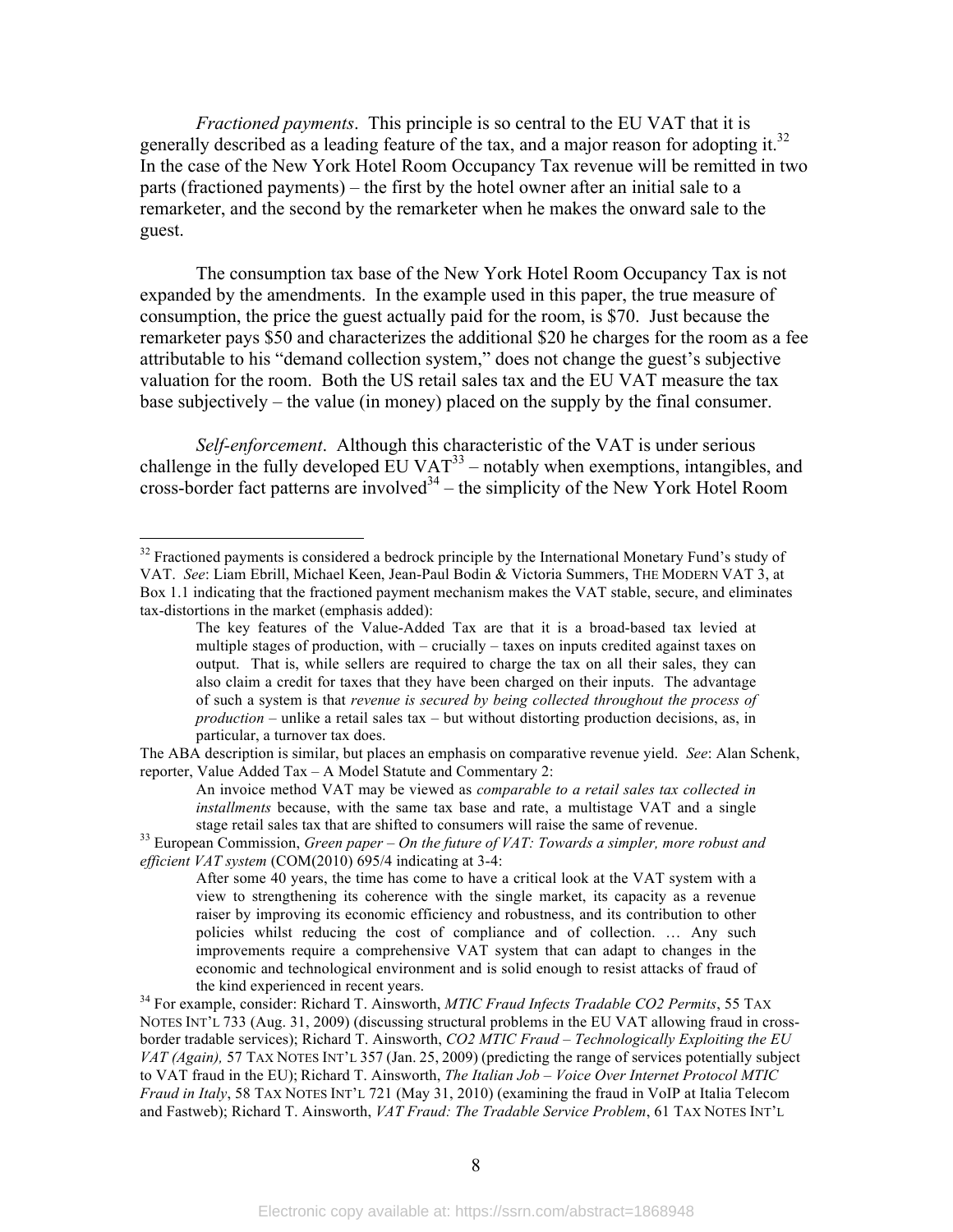*Fractioned payments*. This principle is so central to the EU VAT that it is generally described as a leading feature of the tax, and a major reason for adopting it.[32] In the case of the New York Hotel Room Occupancy Tax revenue will be remitted in two parts (fractioned payments) – the first by the hotel owner after an initial sale to a remarketer, and the second by the remarketer when he makes the onward sale to the guest.

The consumption tax base of the New York Hotel Room Occupancy Tax is not expanded by the amendments. In the example used in this paper, the true measure of consumption, the price the guest actually paid for the room, is $70. Just because the remarketer pays $50 and characterizes the additional $20 he charges for the room as a fee attributable to his "demand collection system," does not change the guest's subjective valuation for the room. Both the US retail sales tax and the EU VAT measure the tax base subjectively – the value (in money) placed on the supply by the final consumer.

*Self-enforcement*. Although this characteristic of the VAT is under serious challenge in the fully developed EU VAT[33] – notably when exemptions, intangibles, and cross-border fact patterns are involved[34] – the simplicity of the New York Hotel Room

---

[32] Fractioned payments is considered a bedrock principle by the International Monetary Fund's study of VAT. *See*: Liam Ebrill, Michael Keen, Jean-Paul Bodin & Victoria Summers, THE MODERN VAT 3, at Box 1.1 indicating that the fractioned payment mechanism makes the VAT stable, secure, and eliminates tax-distortions in the market (emphasis added):

> The key features of the Value-Added Tax are that it is a broad-based tax levied at multiple stages of production, with – crucially – taxes on inputs credited against taxes on output. That is, while sellers are required to charge the tax on all their sales, they can also claim a credit for taxes that they have been charged on their inputs. The advantage of such a system is that *revenue is secured by being collected throughout the process of production* – unlike a retail sales tax – but without distorting production decisions, as, in particular, a turnover tax does.

The ABA description is similar, but places an emphasis on comparative revenue yield. *See*: Alan Schenk, reporter, Value Added Tax – A Model Statute and Commentary 2:

> An invoice method VAT may be viewed as *comparable to a retail sales tax collected in installments* because, with the same tax base and rate, a multistage VAT and a single stage retail sales tax that are shifted to consumers will raise the same of revenue.

[33] European Commission, *Green paper – On the future of VAT: Towards a simpler, more robust and efficient VAT system* (COM(2010) 695/4 indicating at 3-4:

> After some 40 years, the time has come to have a critical look at the VAT system with a view to strengthening its coherence with the single market, its capacity as a revenue raiser by improving its economic efficiency and robustness, and its contribution to other policies whilst reducing the cost of compliance and of collection. … Any such improvements require a comprehensive VAT system that can adapt to changes in the economic and technological environment and is solid enough to resist attacks of fraud of the kind experienced in recent years.

[34] For example, consider: Richard T. Ainsworth, *MTIC Fraud Infects Tradable CO2 Permits*, 55 TAX NOTES INT'L 733 (Aug. 31, 2009) (discussing structural problems in the EU VAT allowing fraud in cross-border tradable services); Richard T. Ainsworth, *CO2 MTIC Fraud – Technologically Exploiting the EU VAT (Again),* 57 TAX NOTES INT'L 357 (Jan. 25, 2009) (predicting the range of services potentially subject to VAT fraud in the EU); Richard T. Ainsworth, *The Italian Job – Voice Over Internet Protocol MTIC Fraud in Italy*, 58 TAX NOTES INT'L 721 (May 31, 2010) (examining the fraud in VoIP at Italia Telecom and Fastweb); Richard T. Ainsworth, *VAT Fraud: The Tradable Service Problem*, 61 TAX NOTES INT'L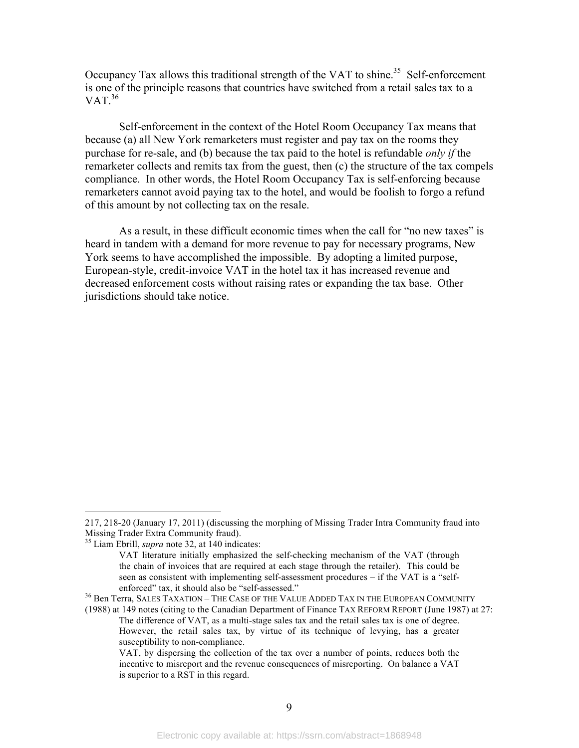Occupancy Tax allows this traditional strength of the VAT to shine.[35] Self-enforcement is one of the principle reasons that countries have switched from a retail sales tax to a VAT.[36]

Self-enforcement in the context of the Hotel Room Occupancy Tax means that because (a) all New York remarketers must register and pay tax on the rooms they purchase for re-sale, and (b) because the tax paid to the hotel is refundable *only if* the remarketer collects and remits tax from the guest, then (c) the structure of the tax compels compliance. In other words, the Hotel Room Occupancy Tax is self-enforcing because remarketers cannot avoid paying tax to the hotel, and would be foolish to forgo a refund of this amount by not collecting tax on the resale.

As a result, in these difficult economic times when the call for "no new taxes" is heard in tandem with a demand for more revenue to pay for necessary programs, New York seems to have accomplished the impossible. By adopting a limited purpose, European-style, credit-invoice VAT in the hotel tax it has increased revenue and decreased enforcement costs without raising rates or expanding the tax base. Other jurisdictions should take notice.

---

217, 218-20 (January 17, 2011) (discussing the morphing of Missing Trader Intra Community fraud into Missing Trader Extra Community fraud).

[35] Liam Ebrill, *supra* note 32, at 140 indicates:

> VAT literature initially emphasized the self-checking mechanism of the VAT (through the chain of invoices that are required at each stage through the retailer). This could be seen as consistent with implementing self-assessment procedures – if the VAT is a "self-enforced" tax, it should also be "self-assessed."

[36] Ben Terra, SALES TAXATION – THE CASE OF THE VALUE ADDED TAX IN THE EUROPEAN COMMUNITY (1988) at 149 notes (citing to the Canadian Department of Finance TAX REFORM REPORT (June 1987) at 27:

> The difference of VAT, as a multi-stage sales tax and the retail sales tax is one of degree. However, the retail sales tax, by virtue of its technique of levying, has a greater susceptibility to non-compliance.
>
> VAT, by dispersing the collection of the tax over a number of points, reduces both the incentive to misreport and the revenue consequences of misreporting. On balance a VAT is superior to a RST in this regard.

Electronic copy available at: https://ssrn.com/abstract=1868948